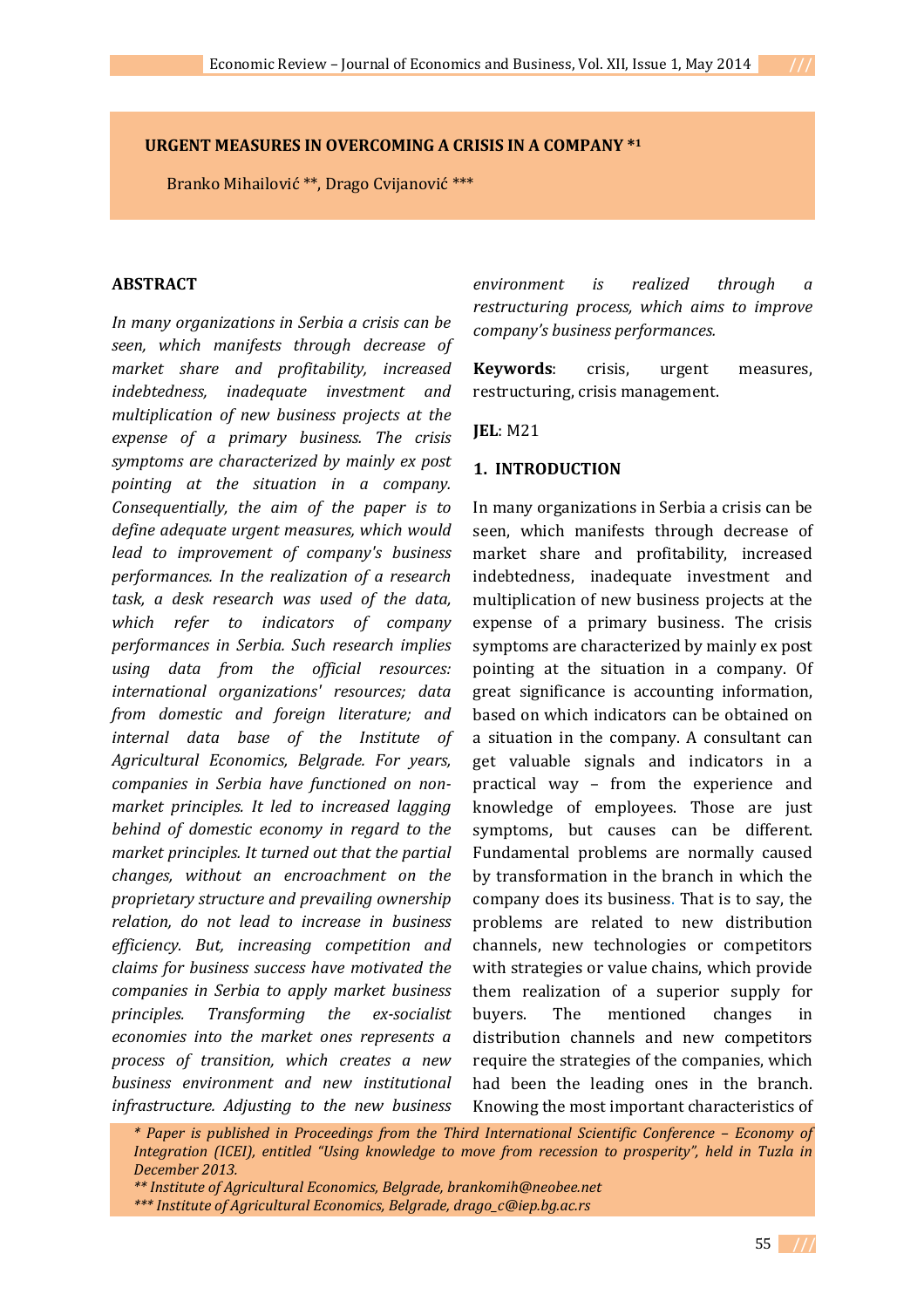# URGENT MEASURES IN OVERCOMING A CRISIS IN A COMPANY *[1]

Branko Mihailović **, Drago Cvijanović ***

## ABSTRACT

*In many organizations in Serbia a crisis can be seen, which manifests through decrease of market share and profitability, increased indebtedness, inadequate investment and multiplication of new business projects at the expense of a primary business. The crisis symptoms are characterized by mainly ex post pointing at the situation in a company. Consequentially, the aim of the paper is to define adequate urgent measures, which would lead to improvement of company's business performances. In the realization of a research task, a desk research was used of the data, which refer to indicators of company performances in Serbia. Such research implies using data from the official resources: international organizations' resources; data from domestic and foreign literature; and internal data base of the Institute of Agricultural Economics, Belgrade. For years, companies in Serbia have functioned on non-market principles. It led to increased lagging behind of domestic economy in regard to the market principles. It turned out that the partial changes, without an encroachment on the proprietary structure and prevailing ownership relation, do not lead to increase in business efficiency. But, increasing competition and claims for business success have motivated the companies in Serbia to apply market business principles. Transforming the ex-socialist economies into the market ones represents a process of transition, which creates a new business environment and new institutional infrastructure. Adjusting to the new business environment is realized through a restructuring process, which aims to improve company's business performances.*

**Keywords**: crisis, urgent measures, restructuring, crisis management.

**JEL**: M21

## 1. INTRODUCTION

In many organizations in Serbia a crisis can be seen, which manifests through decrease of market share and profitability, increased indebtedness, inadequate investment and multiplication of new business projects at the expense of a primary business. The crisis symptoms are characterized by mainly ex post pointing at the situation in a company. Of great significance is accounting information, based on which indicators can be obtained on a situation in the company. A consultant can get valuable signals and indicators in a practical way – from the experience and knowledge of employees. Those are just symptoms, but causes can be different. Fundamental problems are normally caused by transformation in the branch in which the company does its business. That is to say, the problems are related to new distribution channels, new technologies or competitors with strategies or value chains, which provide them realization of a superior supply for buyers. The mentioned changes in distribution channels and new competitors require the strategies of the companies, which had been the leading ones in the branch. Knowing the most important characteristics of

---

*\* Paper is published in Proceedings from the Third International Scientific Conference – Economy of Integration (ICEI), entitled "Using knowledge to move from recession to prosperity", held in Tuzla in December 2013.*

*\*\* Institute of Agricultural Economics, Belgrade, brankomih@neobee.net*

*\*\*\* Institute of Agricultural Economics, Belgrade, drago_c@iep.bg.ac.rs*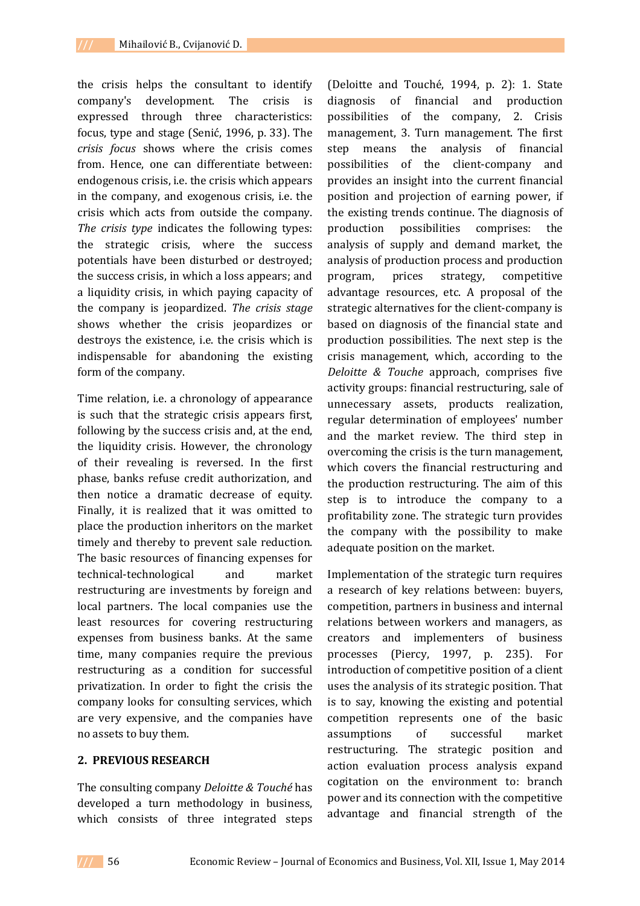the crisis helps the consultant to identify company's development. The crisis is expressed through three characteristics: focus, type and stage (Senić, 1996, p. 33). The *crisis focus* shows where the crisis comes from. Hence, one can differentiate between: endogenous crisis, i.e. the crisis which appears in the company, and exogenous crisis, i.e. the crisis which acts from outside the company. *The crisis type* indicates the following types: the strategic crisis, where the success potentials have been disturbed or destroyed; the success crisis, in which a loss appears; and a liquidity crisis, in which paying capacity of the company is jeopardized. *The crisis stage* shows whether the crisis jeopardizes or destroys the existence, i.e. the crisis which is indispensable for abandoning the existing form of the company.

Time relation, i.e. a chronology of appearance is such that the strategic crisis appears first, following by the success crisis and, at the end, the liquidity crisis. However, the chronology of their revealing is reversed. In the first phase, banks refuse credit authorization, and then notice a dramatic decrease of equity. Finally, it is realized that it was omitted to place the production inheritors on the market timely and thereby to prevent sale reduction. The basic resources of financing expenses for technical-technological and market restructuring are investments by foreign and local partners. The local companies use the least resources for covering restructuring expenses from business banks. At the same time, many companies require the previous restructuring as a condition for successful privatization. In order to fight the crisis the company looks for consulting services, which are very expensive, and the companies have no assets to buy them.

## 2. PREVIOUS RESEARCH

The consulting company *Deloitte & Touché* has developed a turn methodology in business, which consists of three integrated steps (Deloitte and Touché, 1994, p. 2): 1. State diagnosis of financial and production possibilities of the company, 2. Crisis management, 3. Turn management. The first step means the analysis of financial possibilities of the client-company and provides an insight into the current financial position and projection of earning power, if the existing trends continue. The diagnosis of production possibilities comprises: the analysis of supply and demand market, the analysis of production process and production program, prices strategy, competitive advantage resources, etc. A proposal of the strategic alternatives for the client-company is based on diagnosis of the financial state and production possibilities. The next step is the crisis management, which, according to the *Deloitte & Touche* approach, comprises five activity groups: financial restructuring, sale of unnecessary assets, products realization, regular determination of employees' number and the market review. The third step in overcoming the crisis is the turn management, which covers the financial restructuring and the production restructuring. The aim of this step is to introduce the company to a profitability zone. The strategic turn provides the company with the possibility to make adequate position on the market.

Implementation of the strategic turn requires a research of key relations between: buyers, competition, partners in business and internal relations between workers and managers, as creators and implementers of business processes (Piercy, 1997, p. 235). For introduction of competitive position of a client uses the analysis of its strategic position. That is to say, knowing the existing and potential competition represents one of the basic assumptions of successful market restructuring. The strategic position and action evaluation process analysis expand cogitation on the environment to: branch power and its connection with the competitive advantage and financial strength of the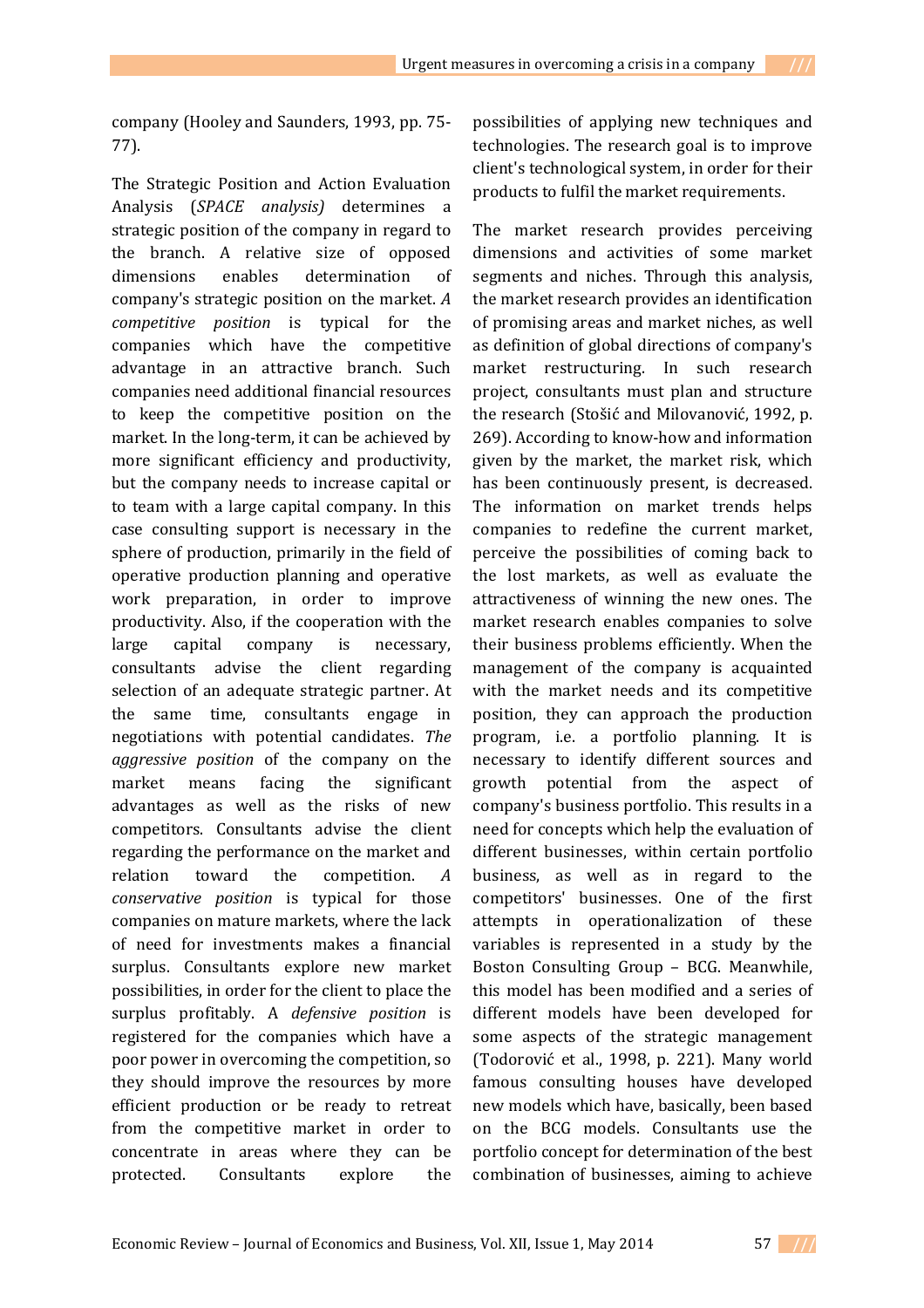company (Hooley and Saunders, 1993, pp. 75-77).

The Strategic Position and Action Evaluation Analysis (*SPACE analysis)* determines a strategic position of the company in regard to the branch. A relative size of opposed dimensions enables determination of company's strategic position on the market. *A competitive position* is typical for the companies which have the competitive advantage in an attractive branch. Such companies need additional financial resources to keep the competitive position on the market. In the long-term, it can be achieved by more significant efficiency and productivity, but the company needs to increase capital or to team with a large capital company. In this case consulting support is necessary in the sphere of production, primarily in the field of operative production planning and operative work preparation, in order to improve productivity. Also, if the cooperation with the large capital company is necessary, consultants advise the client regarding selection of an adequate strategic partner. At the same time, consultants engage in negotiations with potential candidates. *The aggressive position* of the company on the market means facing the significant advantages as well as the risks of new competitors. Consultants advise the client regarding the performance on the market and relation toward the competition. *A conservative position* is typical for those companies on mature markets, where the lack of need for investments makes a financial surplus. Consultants explore new market possibilities, in order for the client to place the surplus profitably. A *defensive position* is registered for the companies which have a poor power in overcoming the competition, so they should improve the resources by more efficient production or be ready to retreat from the competitive market in order to concentrate in areas where they can be protected. Consultants explore the possibilities of applying new techniques and technologies. The research goal is to improve client's technological system, in order for their products to fulfil the market requirements.

The market research provides perceiving dimensions and activities of some market segments and niches. Through this analysis, the market research provides an identification of promising areas and market niches, as well as definition of global directions of company's market restructuring. In such research project, consultants must plan and structure the research (Stošić and Milovanović, 1992, p. 269). According to know-how and information given by the market, the market risk, which has been continuously present, is decreased. The information on market trends helps companies to redefine the current market, perceive the possibilities of coming back to the lost markets, as well as evaluate the attractiveness of winning the new ones. The market research enables companies to solve their business problems efficiently. When the management of the company is acquainted with the market needs and its competitive position, they can approach the production program, i.e. a portfolio planning. It is necessary to identify different sources and growth potential from the aspect of company's business portfolio. This results in a need for concepts which help the evaluation of different businesses, within certain portfolio business, as well as in regard to the competitors' businesses. One of the first attempts in operationalization of these variables is represented in a study by the Boston Consulting Group – BCG. Meanwhile, this model has been modified and a series of different models have been developed for some aspects of the strategic management (Todorović et al., 1998, p. 221). Many world famous consulting houses have developed new models which have, basically, been based on the BCG models. Consultants use the portfolio concept for determination of the best combination of businesses, aiming to achieve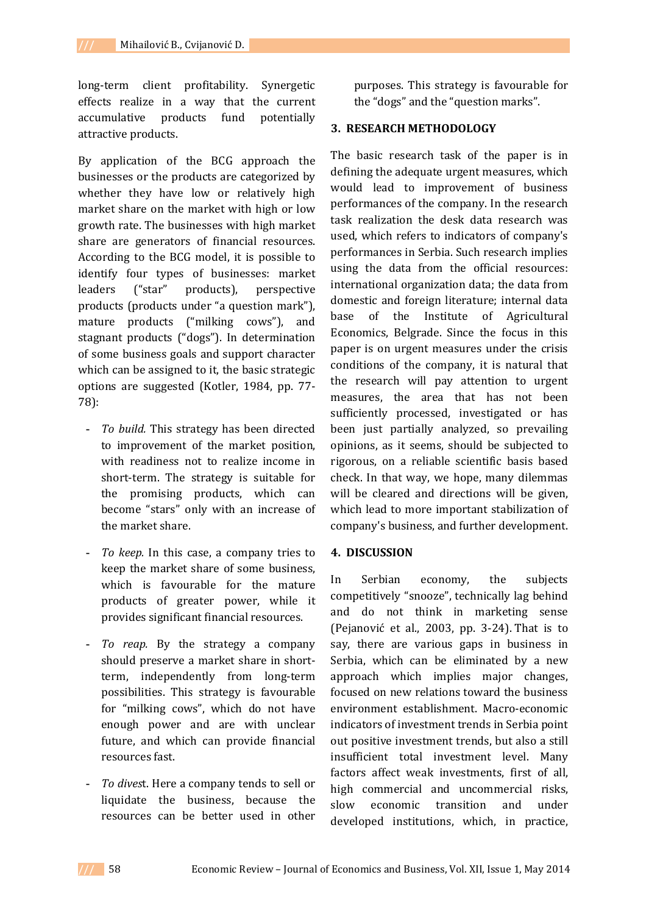long-term client profitability. Synergetic effects realize in a way that the current accumulative products fund potentially attractive products.

By application of the BCG approach the businesses or the products are categorized by whether they have low or relatively high market share on the market with high or low growth rate. The businesses with high market share are generators of financial resources. According to the BCG model, it is possible to identify four types of businesses: market leaders ("star" products), perspective products (products under "a question mark"), mature products ("milking cows"), and stagnant products ("dogs"). In determination of some business goals and support character which can be assigned to it, the basic strategic options are suggested (Kotler, 1984, pp. 77-78):

- *To build.* This strategy has been directed to improvement of the market position, with readiness not to realize income in short-term. The strategy is suitable for the promising products, which can become "stars" only with an increase of the market share.
- *To keep.* In this case, a company tries to keep the market share of some business, which is favourable for the mature products of greater power, while it provides significant financial resources.
- *To reap.* By the strategy a company should preserve a market share in short-term, independently from long-term possibilities. This strategy is favourable for "milking cows", which do not have enough power and are with unclear future, and which can provide financial resources fast.
- *To divest*. Here a company tends to sell or liquidate the business, because the resources can be better used in other purposes. This strategy is favourable for the "dogs" and the "question marks".

## 3. RESEARCH METHODOLOGY

The basic research task of the paper is in defining the adequate urgent measures, which would lead to improvement of business performances of the company. In the research task realization the desk data research was used, which refers to indicators of company's performances in Serbia. Such research implies using the data from the official resources: international organization data; the data from domestic and foreign literature; internal data base of the Institute of Agricultural Economics, Belgrade. Since the focus in this paper is on urgent measures under the crisis conditions of the company, it is natural that the research will pay attention to urgent measures, the area that has not been sufficiently processed, investigated or has been just partially analyzed, so prevailing opinions, as it seems, should be subjected to rigorous, on a reliable scientific basis based check. In that way, we hope, many dilemmas will be cleared and directions will be given, which lead to more important stabilization of company's business, and further development.

## 4. DISCUSSION

In Serbian economy, the subjects competitively "snooze", technically lag behind and do not think in marketing sense (Pejanović et al., 2003, pp. 3-24). That is to say, there are various gaps in business in Serbia, which can be eliminated by a new approach which implies major changes, focused on new relations toward the business environment establishment. Macro-economic indicators of investment trends in Serbia point out positive investment trends, but also a still insufficient total investment level. Many factors affect weak investments, first of all, high commercial and uncommercial risks, slow economic transition and under developed institutions, which, in practice,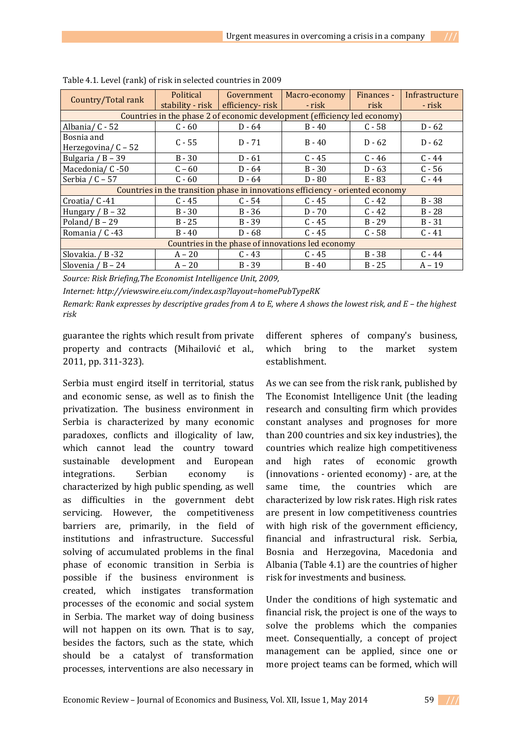Table 4.1. Level (rank) of risk in selected countries in 2009

| Country/Total rank | Political stability - risk | Government efficiency- risk | Macro-economy - risk | Finances - risk | Infrastructure - risk |
|---|---|---|---|---|---|
| Countries in the phase 2 of economic development (efficiency led economy) | | | | | |
| Albania/ C - 52 | C - 60 | D - 64 | B - 40 | C - 58 | D - 62 |
| Bosnia and Herzegovina/ C – 52 | C - 55 | D - 71 | B - 40 | D - 62 | D - 62 |
| Bulgaria / B – 39 | B - 30 | D - 61 | C - 45 | C - 46 | C - 44 |
| Macedonia/ C -50 | C – 60 | D - 64 | B - 30 | D - 63 | C - 56 |
| Serbia / C – 57 | C - 60 | D - 64 | D - 80 | E - 83 | C - 44 |
| Countries in the transition phase in innovations efficiency - oriented economy | | | | | |
| Croatia/ C -41 | C - 45 | C - 54 | C - 45 | C - 42 | B - 38 |
| Hungary / B – 32 | B - 30 | B - 36 | D - 70 | C - 42 | B - 28 |
| Poland/ B – 29 | B - 25 | B - 39 | C - 45 | B - 29 | B - 31 |
| Romania / C -43 | B - 40 | D - 68 | C - 45 | C - 58 | C - 41 |
| Countries in the phase of innovations led economy | | | | | |
| Slovakia. / B -32 | A – 20 | C - 43 | C - 45 | B - 38 | C - 44 |
| Slovenia / B – 24 | A – 20 | B - 39 | B - 40 | B - 25 | A – 19 |

*Source: Risk Briefing,The Economist Intelligence Unit, 2009,*

*Internet: http://viewswire.eiu.com/index.asp?layout=homePubTypeRK*

*Remark: Rank expresses by descriptive grades from A to E, where A shows the lowest risk, and E – the highest risk*

guarantee the rights which result from private property and contracts (Mihailović et al., 2011, pp. 311-323).

Serbia must engird itself in territorial, status and economic sense, as well as to finish the privatization. The business environment in Serbia is characterized by many economic paradoxes, conflicts and illogicality of law, which cannot lead the country toward sustainable development and European integrations. Serbian economy is characterized by high public spending, as well as difficulties in the government debt servicing. However, the competitiveness barriers are, primarily, in the field of institutions and infrastructure. Successful solving of accumulated problems in the final phase of economic transition in Serbia is possible if the business environment is created, which instigates transformation processes of the economic and social system in Serbia. The market way of doing business will not happen on its own. That is to say, besides the factors, such as the state, which should be a catalyst of transformation processes, interventions are also necessary in different spheres of company's business, which bring to the market system establishment.

As we can see from the risk rank, published by The Economist Intelligence Unit (the leading research and consulting firm which provides constant analyses and prognoses for more than 200 countries and six key industries), the countries which realize high competitiveness and high rates of economic growth (innovations - oriented economy) - are, at the same time, the countries which are characterized by low risk rates. High risk rates are present in low competitiveness countries with high risk of the government efficiency, financial and infrastructural risk. Serbia, Bosnia and Herzegovina, Macedonia and Albania (Table 4.1) are the countries of higher risk for investments and business.

Under the conditions of high systematic and financial risk, the project is one of the ways to solve the problems which the companies meet. Consequentially, a concept of project management can be applied, since one or more project teams can be formed, which will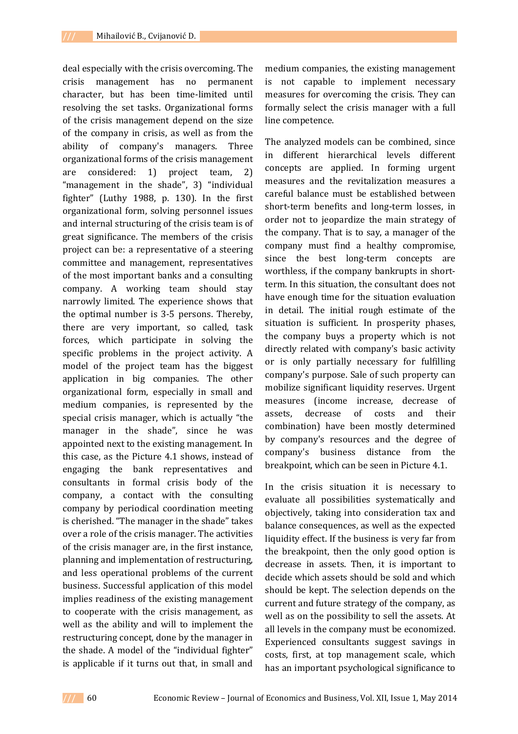deal especially with the crisis overcoming. The crisis management has no permanent character, but has been time-limited until resolving the set tasks. Organizational forms of the crisis management depend on the size of the company in crisis, as well as from the ability of company's managers. Three organizational forms of the crisis management are considered: 1) project team, 2) "management in the shade", 3) "individual fighter" (Luthy 1988, p. 130). In the first organizational form, solving personnel issues and internal structuring of the crisis team is of great significance. The members of the crisis project can be: a representative of a steering committee and management, representatives of the most important banks and a consulting company. A working team should stay narrowly limited. The experience shows that the optimal number is 3-5 persons. Thereby, there are very important, so called, task forces, which participate in solving the specific problems in the project activity. A model of the project team has the biggest application in big companies. The other organizational form, especially in small and medium companies, is represented by the special crisis manager, which is actually "the manager in the shade", since he was appointed next to the existing management. In this case, as the Picture 4.1 shows, instead of engaging the bank representatives and consultants in formal crisis body of the company, a contact with the consulting company by periodical coordination meeting is cherished. "The manager in the shade" takes over a role of the crisis manager. The activities of the crisis manager are, in the first instance, planning and implementation of restructuring, and less operational problems of the current business. Successful application of this model implies readiness of the existing management to cooperate with the crisis management, as well as the ability and will to implement the restructuring concept, done by the manager in the shade. A model of the "individual fighter" is applicable if it turns out that, in small and medium companies, the existing management is not capable to implement necessary measures for overcoming the crisis. They can formally select the crisis manager with a full line competence.

The analyzed models can be combined, since in different hierarchical levels different concepts are applied. In forming urgent measures and the revitalization measures a careful balance must be established between short-term benefits and long-term losses, in order not to jeopardize the main strategy of the company. That is to say, a manager of the company must find a healthy compromise, since the best long-term concepts are worthless, if the company bankrupts in short-term. In this situation, the consultant does not have enough time for the situation evaluation in detail. The initial rough estimate of the situation is sufficient. In prosperity phases, the company buys a property which is not directly related with company's basic activity or is only partially necessary for fulfilling company's purpose. Sale of such property can mobilize significant liquidity reserves. Urgent measures (income increase, decrease of assets, decrease of costs and their combination) have been mostly determined by company's resources and the degree of company's business distance from the breakpoint, which can be seen in Picture 4.1.

In the crisis situation it is necessary to evaluate all possibilities systematically and objectively, taking into consideration tax and balance consequences, as well as the expected liquidity effect. If the business is very far from the breakpoint, then the only good option is decrease in assets. Then, it is important to decide which assets should be sold and which should be kept. The selection depends on the current and future strategy of the company, as well as on the possibility to sell the assets. At all levels in the company must be economized. Experienced consultants suggest savings in costs, first, at top management scale, which has an important psychological significance to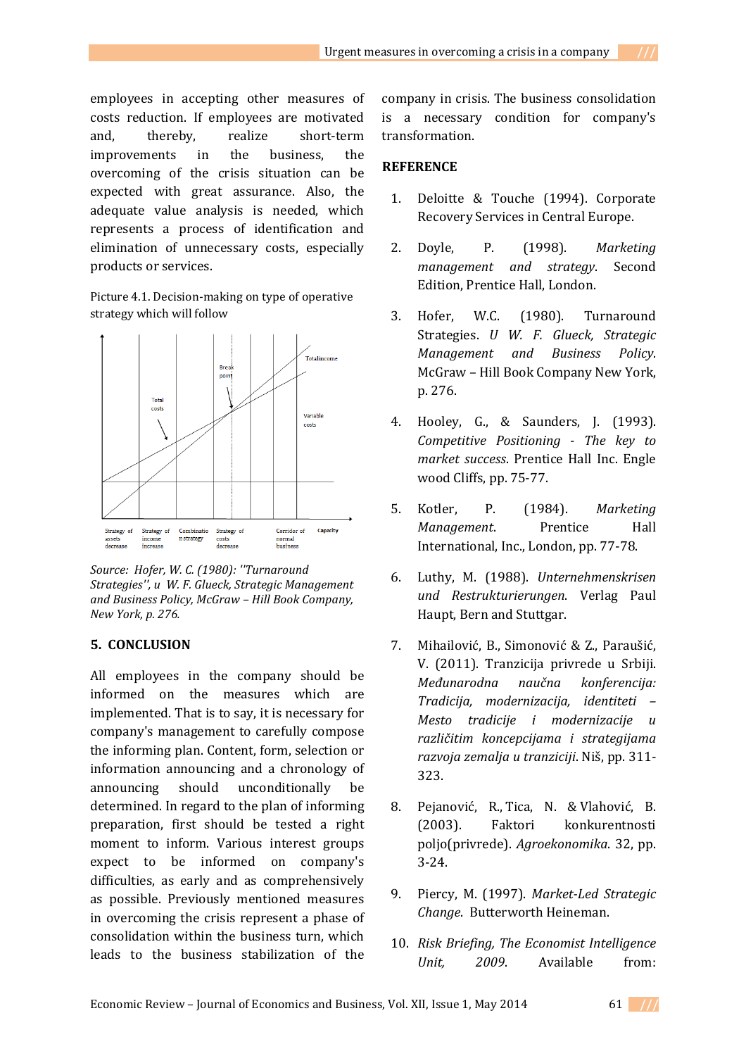employees in accepting other measures of costs reduction. If employees are motivated and, thereby, realize short-term improvements in the business, the overcoming of the crisis situation can be expected with great assurance. Also, the adequate value analysis is needed, which represents a process of identification and elimination of unnecessary costs, especially products or services.

Picture 4.1. Decision-making on type of operative strategy which will follow

*Source: Hofer, W. C. (1980): ''Turnaround Strategies'', u W. F. Glueck, Strategic Management and Business Policy, McGraw – Hill Book Company, New York, p. 276.*

## 5. CONCLUSION

All employees in the company should be informed on the measures which are implemented. That is to say, it is necessary for company's management to carefully compose the informing plan. Content, form, selection or information announcing and a chronology of announcing should unconditionally be determined. In regard to the plan of informing preparation, first should be tested a right moment to inform. Various interest groups expect to be informed on company's difficulties, as early and as comprehensively as possible. Previously mentioned measures in overcoming the crisis represent a phase of consolidation within the business turn, which leads to the business stabilization of the company in crisis. The business consolidation is a necessary condition for company's transformation.

## REFERENCE

1. Deloitte & Touche (1994). Corporate Recovery Services in Central Europe.
2. Doyle, P. (1998). *Marketing management and strategy*. Second Edition, Prentice Hall, London.
3. Hofer, W.C. (1980). Turnaround Strategies. *U W. F. Glueck, Strategic Management and Business Policy*. McGraw – Hill Book Company New York, p. 276.
4. Hooley, G., & Saunders, J. (1993). *Competitive Positioning - The key to market success*. Prentice Hall Inc. Engle wood Cliffs, pp. 75-77.
5. Kotler, P. (1984). *Marketing Management*. Prentice Hall International, Inc., London, pp. 77-78.
6. Luthy, M. (1988). *Unternehmenskrisen und Restrukturierungen*. Verlag Paul Haupt, Bern and Stuttgar.
7. Mihailović, B., Simonović & Z., Paraušić, V. (2011). Tranzicija privrede u Srbiji. *Međunarodna naučna konferencija: Tradicija, modernizacija, identiteti – Mesto tradicije i modernizacije u različitim koncepcijama i strategijama razvoja zemalja u tranziciji*. Niš, pp. 311-323.
8. Pejanović, R., Tica, N. & Vlahović, B. (2003). Faktori konkurentnosti poljo(privrede). *Agroekonomika*. 32, pp. 3-24.
9. Piercy, M. (1997). *Market-Led Strategic Change*. Butterworth Heineman.
10. *Risk Briefing, The Economist Intelligence Unit, 2009.* Available from: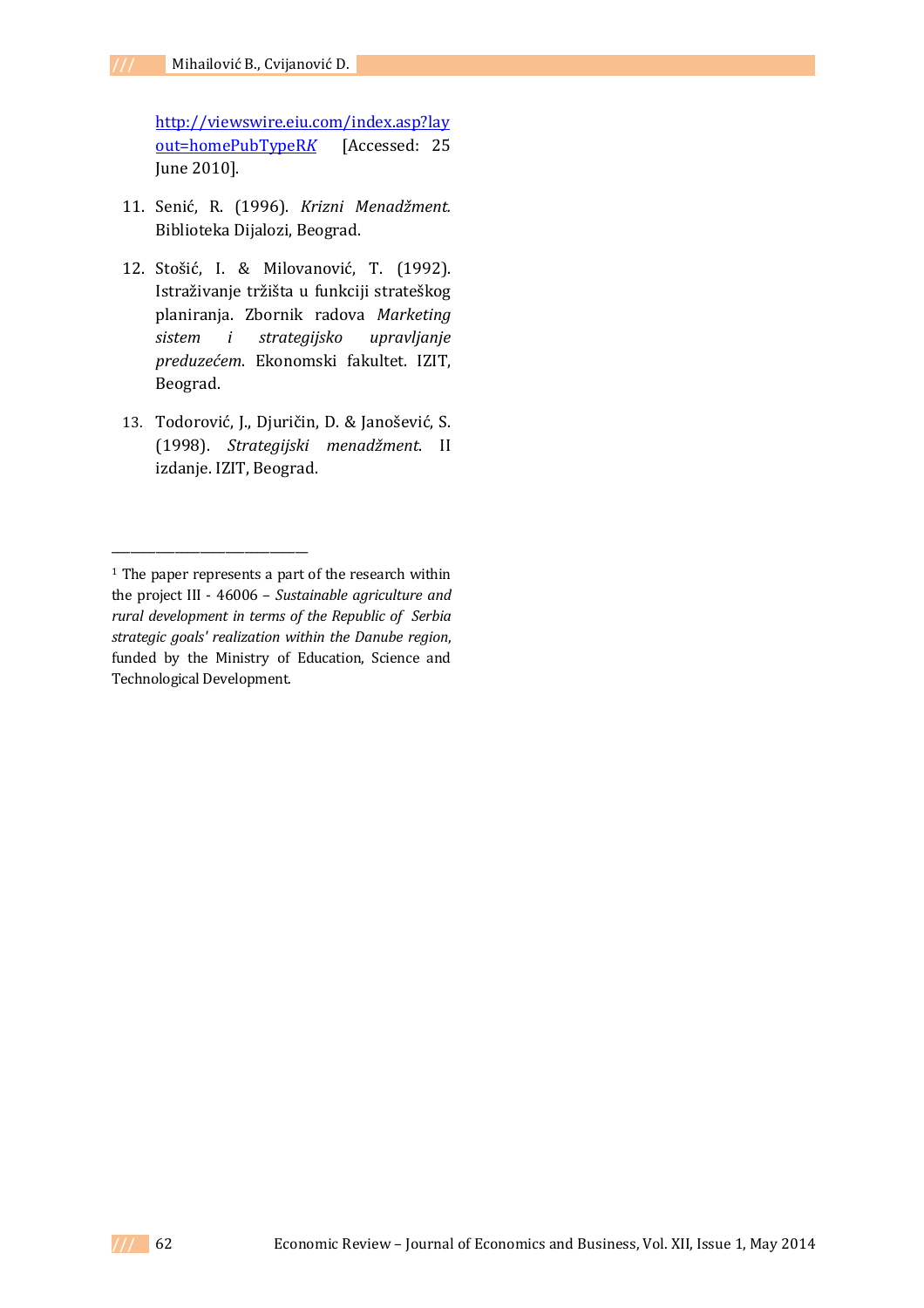http://viewswire.eiu.com/index.asp?layout=homePubTypeRK [Accessed: 25 June 2010].

11. Senić, R. (1996). *Krizni Menadžment.* Biblioteka Dijalozi, Beograd.

12. Stošić, I. & Milovanović, T. (1992). Istraživanje tržišta u funkciji strateškog planiranja. Zbornik radova *Marketing sistem i strategijsko upravljanje preduzećem*. Ekonomski fakultet. IZIT, Beograd.

13. Todorović, J., Djuričin, D. & Janošević, S. (1998). *Strategijski menadžment.* II izdanje. IZIT, Beograd.

---

[1] The paper represents a part of the research within the project III - 46006 – *Sustainable agriculture and rural development in terms of the Republic of Serbia strategic goals' realization within the Danube region*, funded by the Ministry of Education, Science and Technological Development.